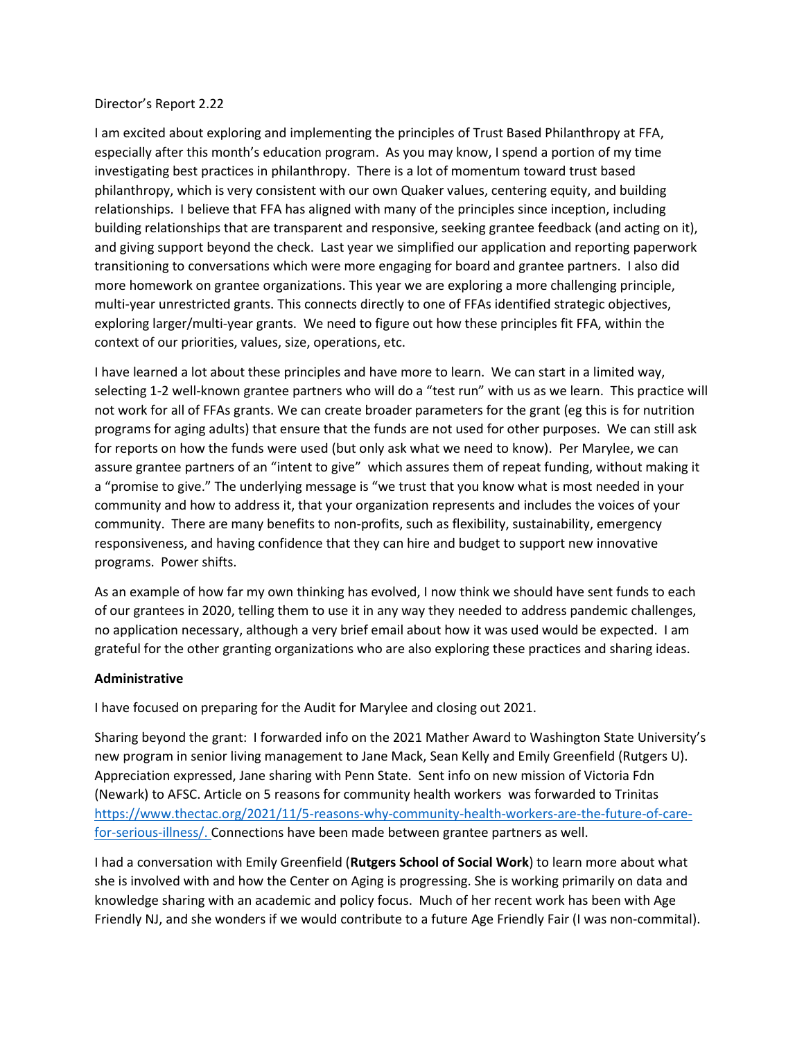Director's Report 2.22

I am excited about exploring and implementing the principles of Trust Based Philanthropy at FFA, especially after this month's education program. As you may know, I spend a portion of my time investigating best practices in philanthropy. There is a lot of momentum toward trust based philanthropy, which is very consistent with our own Quaker values, centering equity, and building relationships. I believe that FFA has aligned with many of the principles since inception, including building relationships that are transparent and responsive, seeking grantee feedback (and acting on it), and giving support beyond the check. Last year we simplified our application and reporting paperwork transitioning to conversations which were more engaging for board and grantee partners. I also did more homework on grantee organizations. This year we are exploring a more challenging principle, multi-year unrestricted grants. This connects directly to one of FFAs identified strategic objectives, exploring larger/multi-year grants. We need to figure out how these principles fit FFA, within the context of our priorities, values, size, operations, etc.

I have learned a lot about these principles and have more to learn. We can start in a limited way, selecting 1-2 well-known grantee partners who will do a "test run" with us as we learn. This practice will not work for all of FFAs grants. We can create broader parameters for the grant (eg this is for nutrition programs for aging adults) that ensure that the funds are not used for other purposes. We can still ask for reports on how the funds were used (but only ask what we need to know). Per Marylee, we can assure grantee partners of an "intent to give" which assures them of repeat funding, without making it a "promise to give." The underlying message is "we trust that you know what is most needed in your community and how to address it, that your organization represents and includes the voices of your community. There are many benefits to non-profits, such as flexibility, sustainability, emergency responsiveness, and having confidence that they can hire and budget to support new innovative programs. Power shifts.

As an example of how far my own thinking has evolved, I now think we should have sent funds to each of our grantees in 2020, telling them to use it in any way they needed to address pandemic challenges, no application necessary, although a very brief email about how it was used would be expected. I am grateful for the other granting organizations who are also exploring these practices and sharing ideas.

**Administrative**

I have focused on preparing for the Audit for Marylee and closing out 2021.

Sharing beyond the grant: I forwarded info on the 2021 Mather Award to Washington State University's new program in senior living management to Jane Mack, Sean Kelly and Emily Greenfield (Rutgers U). Appreciation expressed, Jane sharing with Penn State. Sent info on new mission of Victoria Fdn (Newark) to AFSC. Article on 5 reasons for community health workers was forwarded to Trinitas https://www.thectac.org/2021/11/5-reasons-why-community-health-workers-are-the-future-of-care-for-serious-illness/. Connections have been made between grantee partners as well.

I had a conversation with Emily Greenfield (**Rutgers School of Social Work**) to learn more about what she is involved with and how the Center on Aging is progressing. She is working primarily on data and knowledge sharing with an academic and policy focus. Much of her recent work has been with Age Friendly NJ, and she wonders if we would contribute to a future Age Friendly Fair (I was non-commital).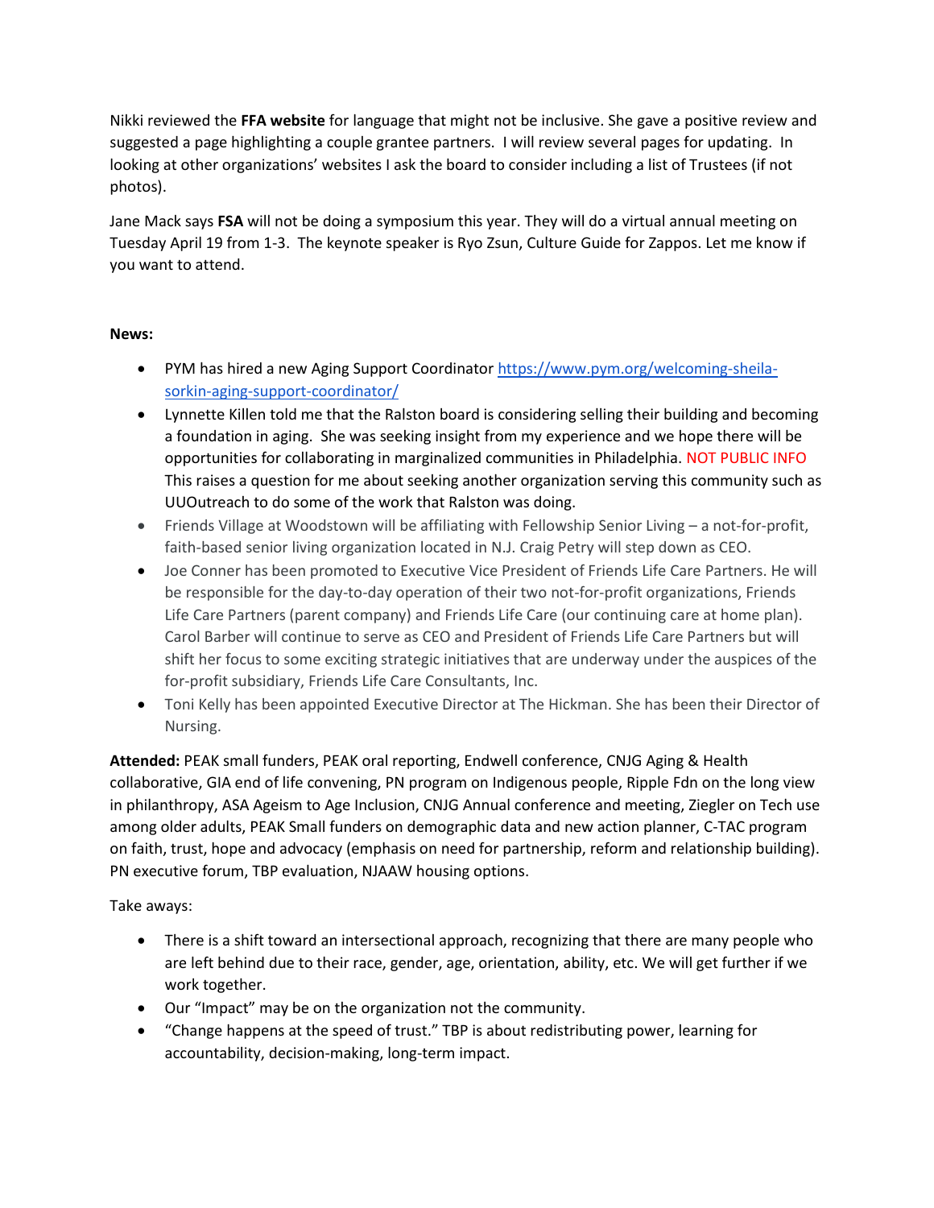Nikki reviewed the **FFA website** for language that might not be inclusive. She gave a positive review and suggested a page highlighting a couple grantee partners. I will review several pages for updating. In looking at other organizations' websites I ask the board to consider including a list of Trustees (if not photos).

Jane Mack says **FSA** will not be doing a symposium this year. They will do a virtual annual meeting on Tuesday April 19 from 1-3. The keynote speaker is Ryo Zsun, Culture Guide for Zappos. Let me know if you want to attend.

**News:**

- PYM has hired a new Aging Support Coordinator [https://www.pym.org/welcoming-sheila-sorkin-aging-support-coordinator/](https://www.pym.org/welcoming-sheila-sorkin-aging-support-coordinator/)
- Lynnette Killen told me that the Ralston board is considering selling their building and becoming a foundation in aging. She was seeking insight from my experience and we hope there will be opportunities for collaborating in marginalized communities in Philadelphia. NOT PUBLIC INFO This raises a question for me about seeking another organization serving this community such as UUOutreach to do some of the work that Ralston was doing.
- Friends Village at Woodstown will be affiliating with Fellowship Senior Living – a not-for-profit, faith-based senior living organization located in N.J. Craig Petry will step down as CEO.
- Joe Conner has been promoted to Executive Vice President of Friends Life Care Partners. He will be responsible for the day-to-day operation of their two not-for-profit organizations, Friends Life Care Partners (parent company) and Friends Life Care (our continuing care at home plan). Carol Barber will continue to serve as CEO and President of Friends Life Care Partners but will shift her focus to some exciting strategic initiatives that are underway under the auspices of the for-profit subsidiary, Friends Life Care Consultants, Inc.
- Toni Kelly has been appointed Executive Director at The Hickman. She has been their Director of Nursing.

**Attended:** PEAK small funders, PEAK oral reporting, Endwell conference, CNJG Aging & Health collaborative, GIA end of life convening, PN program on Indigenous people, Ripple Fdn on the long view in philanthropy, ASA Ageism to Age Inclusion, CNJG Annual conference and meeting, Ziegler on Tech use among older adults, PEAK Small funders on demographic data and new action planner, C-TAC program on faith, trust, hope and advocacy (emphasis on need for partnership, reform and relationship building). PN executive forum, TBP evaluation, NJAAW housing options.

Take aways:

- There is a shift toward an intersectional approach, recognizing that there are many people who are left behind due to their race, gender, age, orientation, ability, etc. We will get further if we work together.
- Our "Impact" may be on the organization not the community.
- "Change happens at the speed of trust." TBP is about redistributing power, learning for accountability, decision-making, long-term impact.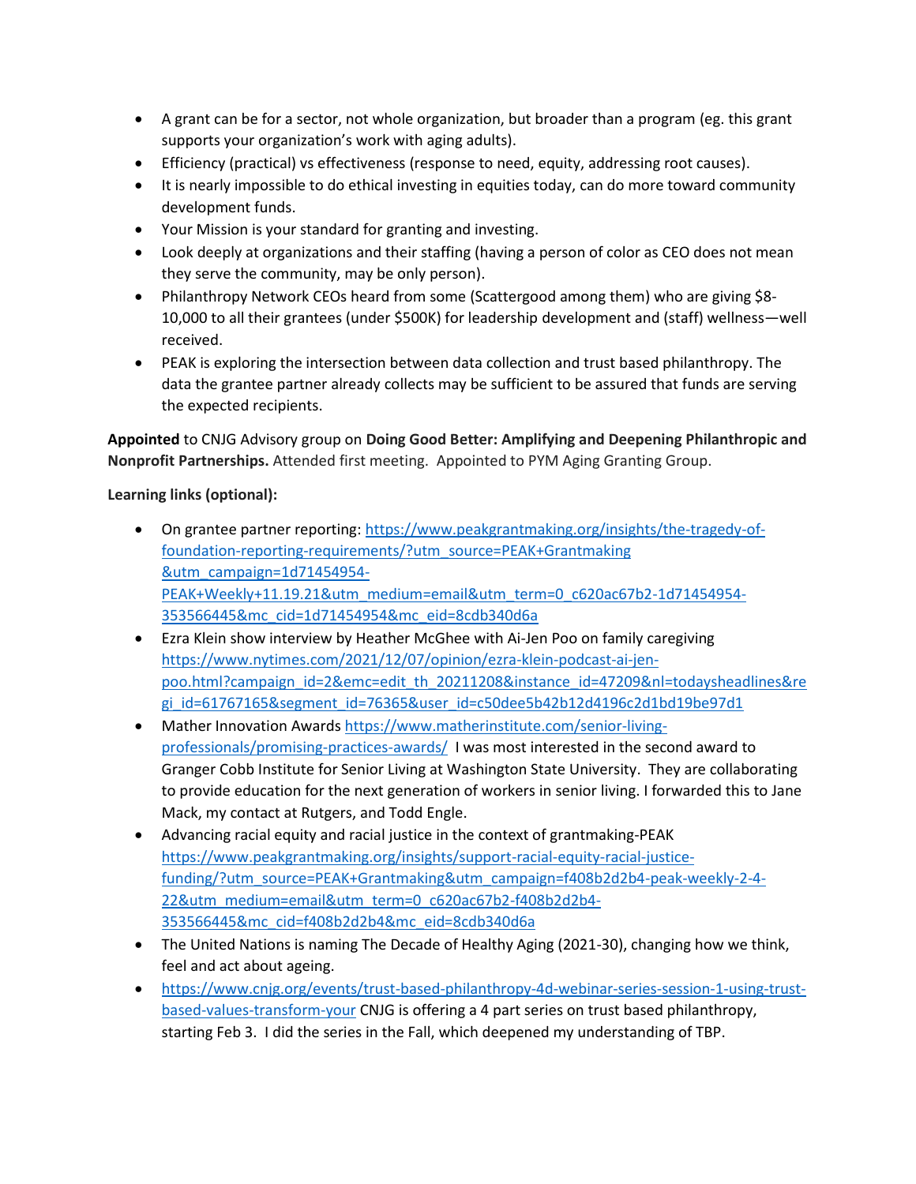- A grant can be for a sector, not whole organization, but broader than a program (eg. this grant supports your organization's work with aging adults).
- Efficiency (practical) vs effectiveness (response to need, equity, addressing root causes).
- It is nearly impossible to do ethical investing in equities today, can do more toward community development funds.
- Your Mission is your standard for granting and investing.
- Look deeply at organizations and their staffing (having a person of color as CEO does not mean they serve the community, may be only person).
- Philanthropy Network CEOs heard from some (Scattergood among them) who are giving $8-10,000 to all their grantees (under $500K) for leadership development and (staff) wellness—well received.
- PEAK is exploring the intersection between data collection and trust based philanthropy. The data the grantee partner already collects may be sufficient to be assured that funds are serving the expected recipients.

**Appointed** to CNJG Advisory group on **Doing Good Better: Amplifying and Deepening Philanthropic and Nonprofit Partnerships.** Attended first meeting. Appointed to PYM Aging Granting Group.

**Learning links (optional):**

- On grantee partner reporting: https://www.peakgrantmaking.org/insights/the-tragedy-of-foundation-reporting-requirements/?utm_source=PEAK+Grantmaking&utm_campaign=1d71454954-PEAK+Weekly+11.19.21&utm_medium=email&utm_term=0_c620ac67b2-1d71454954-353566445&mc_cid=1d71454954&mc_eid=8cdb340d6a
- Ezra Klein show interview by Heather McGhee with Ai-Jen Poo on family caregiving https://www.nytimes.com/2021/12/07/opinion/ezra-klein-podcast-ai-jen-poo.html?campaign_id=2&emc=edit_th_20211208&instance_id=47209&nl=todaysheadlines&regi_id=61767165&segment_id=76365&user_id=c50dee5b42b12d4196c2d1bd19be97d1
- Mather Innovation Awards https://www.matherinstitute.com/senior-living-professionals/promising-practices-awards/ I was most interested in the second award to Granger Cobb Institute for Senior Living at Washington State University. They are collaborating to provide education for the next generation of workers in senior living. I forwarded this to Jane Mack, my contact at Rutgers, and Todd Engle.
- Advancing racial equity and racial justice in the context of grantmaking-PEAK https://www.peakgrantmaking.org/insights/support-racial-equity-racial-justice-funding/?utm_source=PEAK+Grantmaking&utm_campaign=f408b2d2b4-peak-weekly-2-4-22&utm_medium=email&utm_term=0_c620ac67b2-f408b2d2b4-353566445&mc_cid=f408b2d2b4&mc_eid=8cdb340d6a
- The United Nations is naming The Decade of Healthy Aging (2021-30), changing how we think, feel and act about ageing.
- https://www.cnjg.org/events/trust-based-philanthropy-4d-webinar-series-session-1-using-trust-based-values-transform-your CNJG is offering a 4 part series on trust based philanthropy, starting Feb 3. I did the series in the Fall, which deepened my understanding of TBP.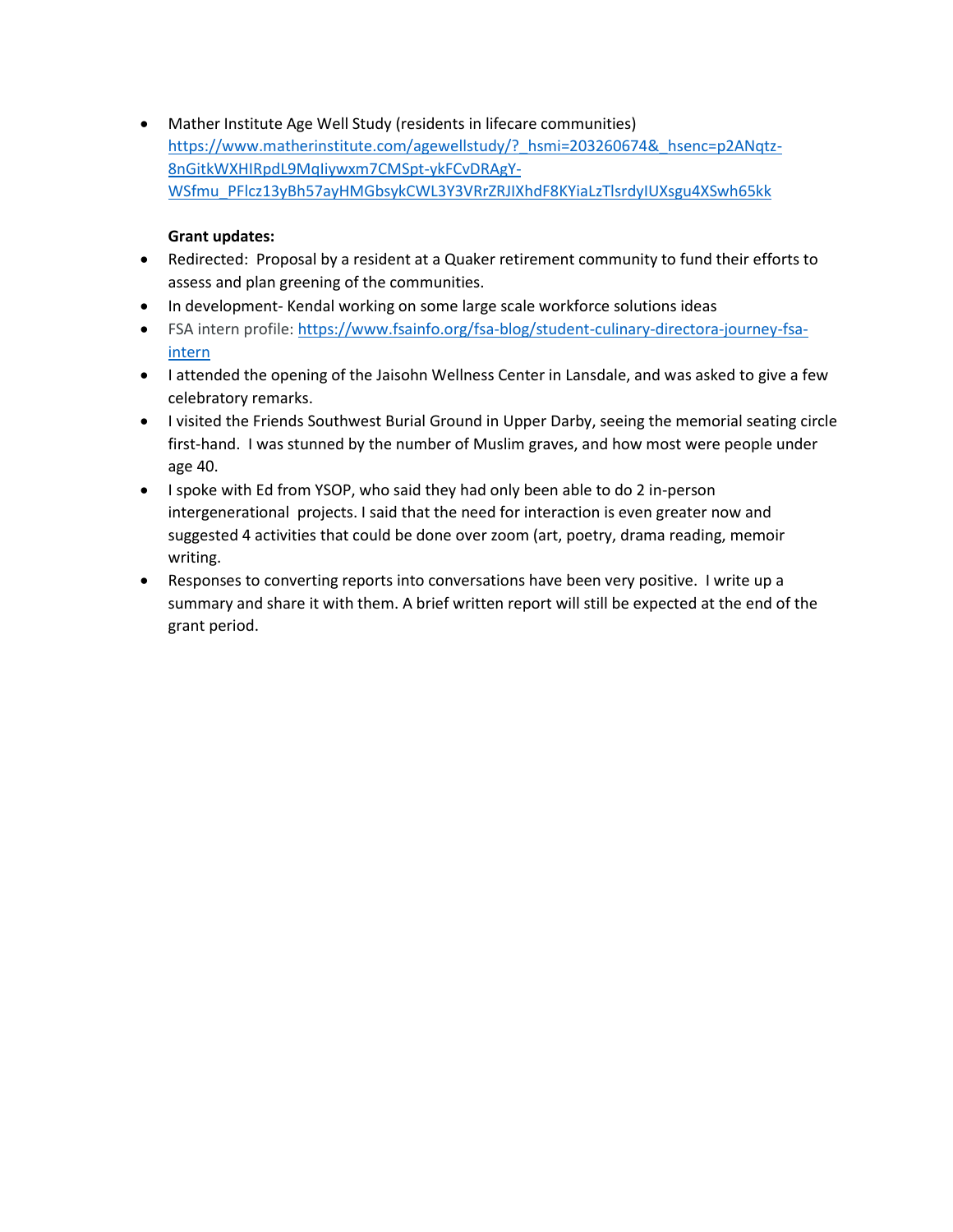- Mather Institute Age Well Study (residents in lifecare communities) https://www.matherinstitute.com/agewellstudy/?_hsmi=203260674&_hsenc=p2ANqtz-8nGitkWXHIRpdL9MqIiywxm7CMSpt-ykFCvDRAgY-WSfmu_PFlcz13yBh57ayHMGbsykCWL3Y3VRrZRJIXhdF8KYiaLzTlsrdyIUXsgu4XSwh65kk

**Grant updates:**

- Redirected: Proposal by a resident at a Quaker retirement community to fund their efforts to assess and plan greening of the communities.
- In development- Kendal working on some large scale workforce solutions ideas
- FSA intern profile: https://www.fsainfo.org/fsa-blog/student-culinary-directora-journey-fsa-intern
- I attended the opening of the Jaisohn Wellness Center in Lansdale, and was asked to give a few celebratory remarks.
- I visited the Friends Southwest Burial Ground in Upper Darby, seeing the memorial seating circle first-hand. I was stunned by the number of Muslim graves, and how most were people under age 40.
- I spoke with Ed from YSOP, who said they had only been able to do 2 in-person intergenerational projects. I said that the need for interaction is even greater now and suggested 4 activities that could be done over zoom (art, poetry, drama reading, memoir writing.
- Responses to converting reports into conversations have been very positive. I write up a summary and share it with them. A brief written report will still be expected at the end of the grant period.